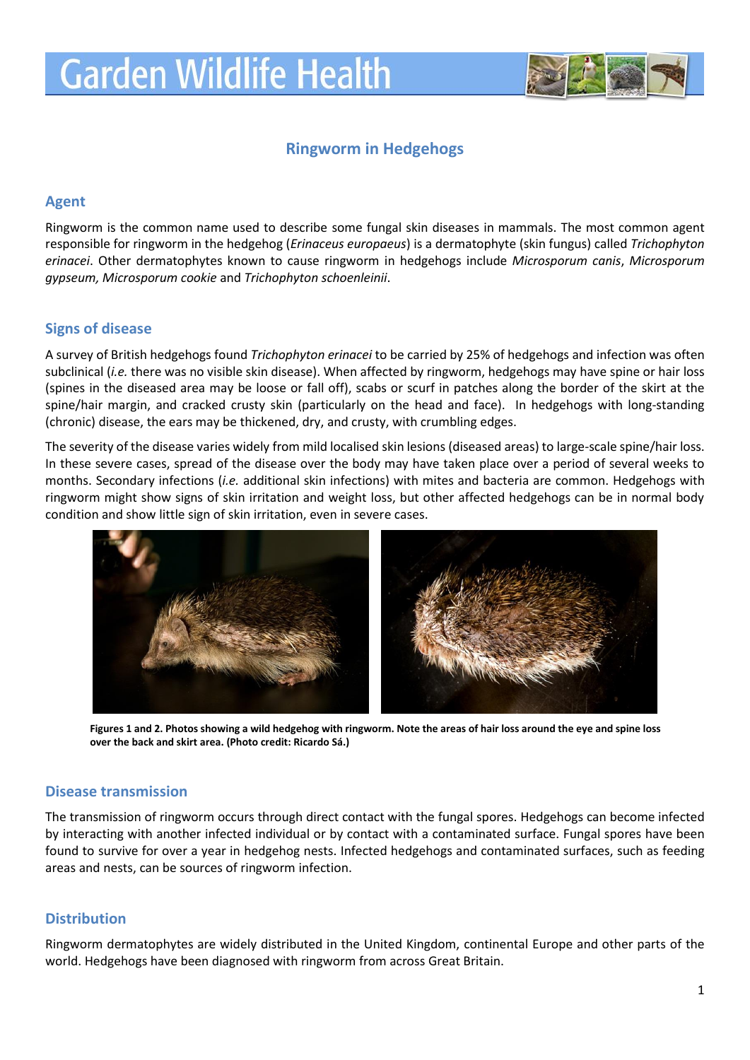# Garden Wildlife Health

## Ringworm in Hedgehogs

### Agent

Ringworm is the common name used to describe some fungal skin diseases in mammals. The most common agent responsible for ringworm in the hedgehog (*Erinaceus europaeus*) is a dermatophyte (skin fungus) called *Trichophyton erinacei*. Other dermatophytes known to cause ringworm in hedgehogs include *Microsporum canis*, *Microsporum gypseum, Microsporum cookie* and *Trichophyton schoenleinii*.

### Signs of disease

A survey of British hedgehogs found *Trichophyton erinacei* to be carried by 25% of hedgehogs and infection was often subclinical (*i.e.* there was no visible skin disease). When affected by ringworm, hedgehogs may have spine or hair loss (spines in the diseased area may be loose or fall off), scabs or scurf in patches along the border of the skirt at the spine/hair margin, and cracked crusty skin (particularly on the head and face). In hedgehogs with long-standing (chronic) disease, the ears may be thickened, dry, and crusty, with crumbling edges.

The severity of the disease varies widely from mild localised skin lesions (diseased areas) to large-scale spine/hair loss. In these severe cases, spread of the disease over the body may have taken place over a period of several weeks to months. Secondary infections (*i.e.* additional skin infections) with mites and bacteria are common. Hedgehogs with ringworm might show signs of skin irritation and weight loss, but other affected hedgehogs can be in normal body condition and show little sign of skin irritation, even in severe cases.

**Figures 1 and 2. Photos showing a wild hedgehog with ringworm. Note the areas of hair loss around the eye and spine loss over the back and skirt area. (Photo credit: Ricardo Sá.)**

### Disease transmission

The transmission of ringworm occurs through direct contact with the fungal spores. Hedgehogs can become infected by interacting with another infected individual or by contact with a contaminated surface. Fungal spores have been found to survive for over a year in hedgehog nests. Infected hedgehogs and contaminated surfaces, such as feeding areas and nests, can be sources of ringworm infection.

### Distribution

Ringworm dermatophytes are widely distributed in the United Kingdom, continental Europe and other parts of the world. Hedgehogs have been diagnosed with ringworm from across Great Britain.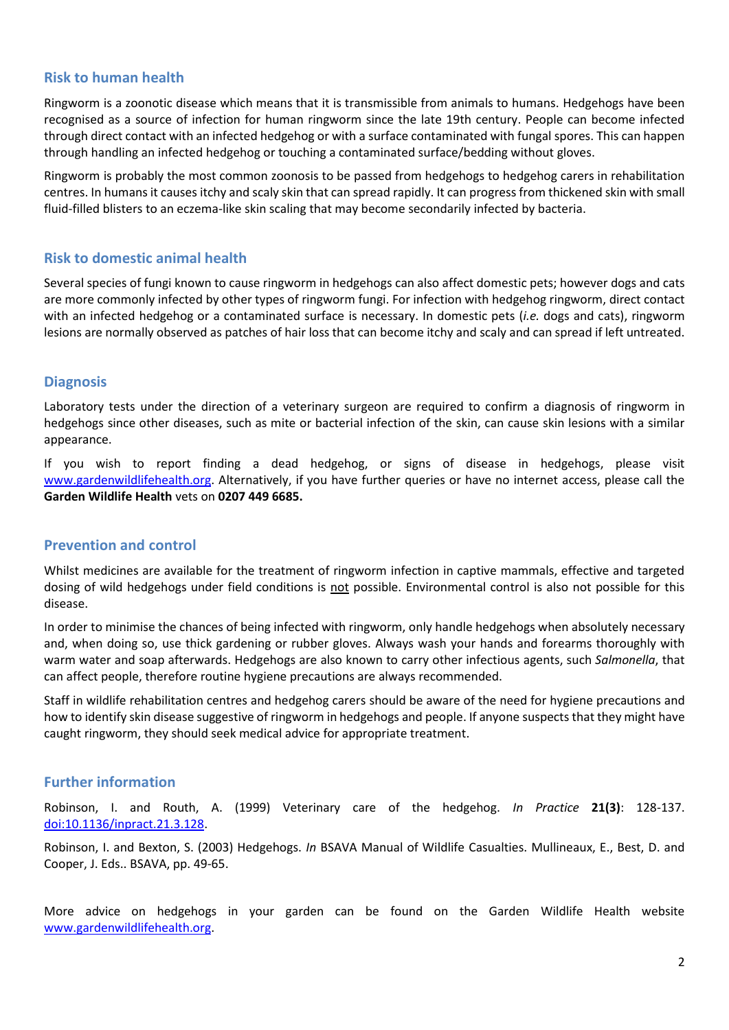## Risk to human health

Ringworm is a zoonotic disease which means that it is transmissible from animals to humans. Hedgehogs have been recognised as a source of infection for human ringworm since the late 19th century. People can become infected through direct contact with an infected hedgehog or with a surface contaminated with fungal spores. This can happen through handling an infected hedgehog or touching a contaminated surface/bedding without gloves.

Ringworm is probably the most common zoonosis to be passed from hedgehogs to hedgehog carers in rehabilitation centres. In humans it causes itchy and scaly skin that can spread rapidly. It can progress from thickened skin with small fluid-filled blisters to an eczema-like skin scaling that may become secondarily infected by bacteria.

## Risk to domestic animal health

Several species of fungi known to cause ringworm in hedgehogs can also affect domestic pets; however dogs and cats are more commonly infected by other types of ringworm fungi. For infection with hedgehog ringworm, direct contact with an infected hedgehog or a contaminated surface is necessary. In domestic pets (*i.e.* dogs and cats), ringworm lesions are normally observed as patches of hair loss that can become itchy and scaly and can spread if left untreated.

## Diagnosis

Laboratory tests under the direction of a veterinary surgeon are required to confirm a diagnosis of ringworm in hedgehogs since other diseases, such as mite or bacterial infection of the skin, can cause skin lesions with a similar appearance.

If you wish to report finding a dead hedgehog, or signs of disease in hedgehogs, please visit www.gardenwildlifehealth.org. Alternatively, if you have further queries or have no internet access, please call the **Garden Wildlife Health** vets on **0207 449 6685.**

## Prevention and control

Whilst medicines are available for the treatment of ringworm infection in captive mammals, effective and targeted dosing of wild hedgehogs under field conditions is not possible. Environmental control is also not possible for this disease.

In order to minimise the chances of being infected with ringworm, only handle hedgehogs when absolutely necessary and, when doing so, use thick gardening or rubber gloves. Always wash your hands and forearms thoroughly with warm water and soap afterwards. Hedgehogs are also known to carry other infectious agents, such *Salmonella*, that can affect people, therefore routine hygiene precautions are always recommended.

Staff in wildlife rehabilitation centres and hedgehog carers should be aware of the need for hygiene precautions and how to identify skin disease suggestive of ringworm in hedgehogs and people. If anyone suspects that they might have caught ringworm, they should seek medical advice for appropriate treatment.

## Further information

Robinson, I. and Routh, A. (1999) Veterinary care of the hedgehog. *In Practice* **21(3)**: 128-137. doi:10.1136/inpract.21.3.128.

Robinson, I. and Bexton, S. (2003) Hedgehogs. *In* BSAVA Manual of Wildlife Casualties. Mullineaux, E., Best, D. and Cooper, J. Eds.. BSAVA, pp. 49-65.

More advice on hedgehogs in your garden can be found on the Garden Wildlife Health website www.gardenwildlifehealth.org.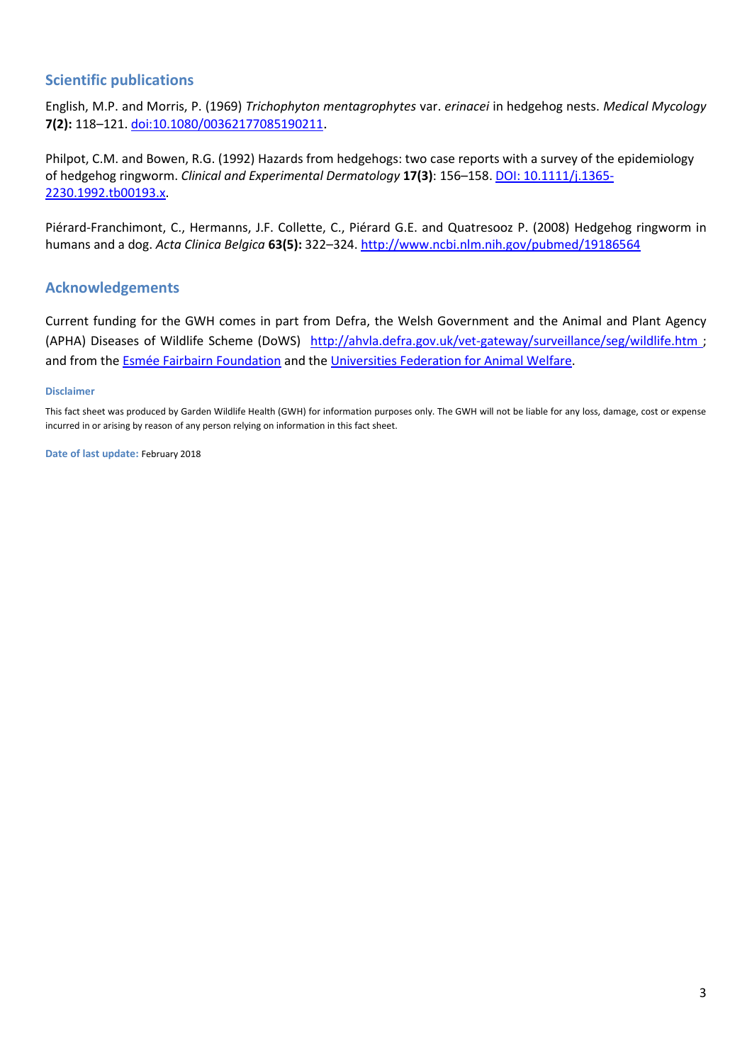## Scientific publications

English, M.P. and Morris, P. (1969) *Trichophyton mentagrophytes* var. *erinacei* in hedgehog nests. *Medical Mycology* **7(2):** 118–121. [doi:10.1080/00362177085190211](doi:10.1080/00362177085190211).

Philpot, C.M. and Bowen, R.G. (1992) Hazards from hedgehogs: two case reports with a survey of the epidemiology of hedgehog ringworm. *Clinical and Experimental Dermatology* **17(3)**: 156–158. DOI: 10.1111/j.1365-2230.1992.tb00193.x.

Piérard-Franchimont, C., Hermanns, J.F. Collette, C., Piérard G.E. and Quatresooz P. (2008) Hedgehog ringworm in humans and a dog. *Acta Clinica Belgica* **63(5):** 322–324. http://www.ncbi.nlm.nih.gov/pubmed/19186564

## Acknowledgements

Current funding for the GWH comes in part from Defra, the Welsh Government and the Animal and Plant Agency (APHA) Diseases of Wildlife Scheme (DoWS) http://ahvla.defra.gov.uk/vet-gateway/surveillance/seg/wildlife.htm ; and from the Esmée Fairbairn Foundation and the Universities Federation for Animal Welfare.

#### Disclaimer

This fact sheet was produced by Garden Wildlife Health (GWH) for information purposes only. The GWH will not be liable for any loss, damage, cost or expense incurred in or arising by reason of any person relying on information in this fact sheet.

**Date of last update:** February 2018